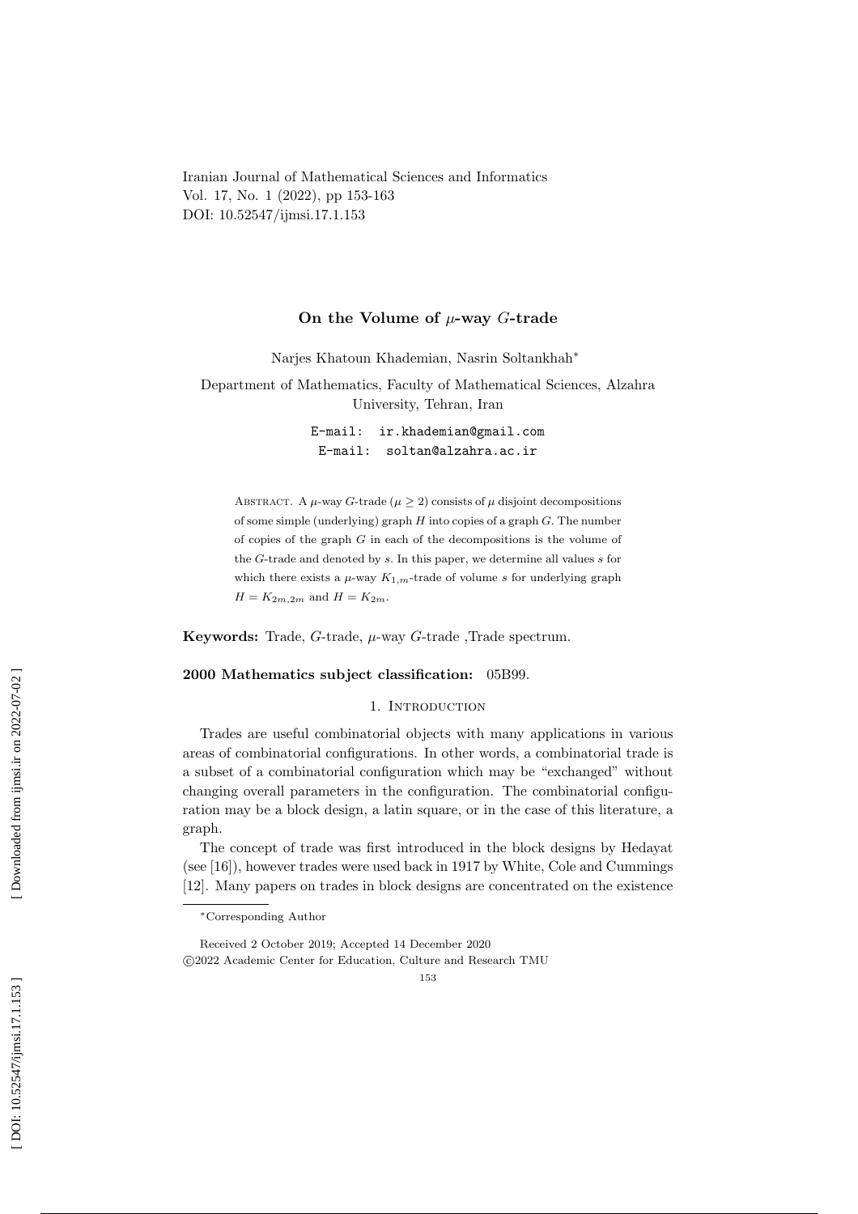# On the Volume of $\mu$-way $G$-trade

Narjes Khatoun Khademian, Nasrin Soltankhah*

Department of Mathematics, Faculty of Mathematical Sciences, Alzahra University, Tehran, Iran

E-mail: ir.khademian@gmail.com
E-mail: soltan@alzahra.ac.ir

Abstract. A $\mu$-way $G$-trade ($\mu \geq 2$) consists of $\mu$ disjoint decompositions of some simple (underlying) graph $H$ into copies of a graph $G$. The number of copies of the graph $G$ in each of the decompositions is the volume of the $G$-trade and denoted by $s$. In this paper, we determine all values $s$ for which there exists a $\mu$-way $K_{1,m}$-trade of volume $s$ for underlying graph $H = K_{2m,2m}$ and $H = K_{2m}$.

**Keywords:** Trade, $G$-trade, $\mu$-way $G$-trade ,Trade spectrum.

**2000 Mathematics subject classification:** 05B99.

## 1. Introduction

Trades are useful combinatorial objects with many applications in various areas of combinatorial configurations. In other words, a combinatorial trade is a subset of a combinatorial configuration which may be "exchanged" without changing overall parameters in the configuration. The combinatorial configuration may be a block design, a latin square, or in the case of this literature, a graph.

The concept of trade was first introduced in the block designs by Hedayat (see [16]), however trades were used back in 1917 by White, Cole and Cummings [12]. Many papers on trades in block designs are concentrated on the existence

---

*Corresponding Author

Received 2 October 2019; Accepted 14 December 2020
©2022 Academic Center for Education, Culture and Research TMU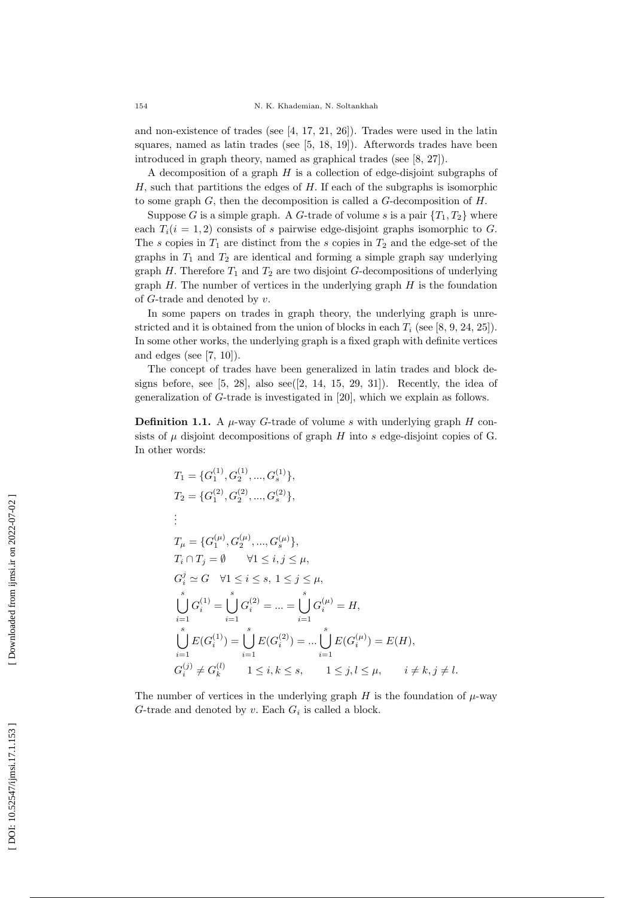and non-existence of trades (see [4, 17, 21, 26]). Trades were used in the latin squares, named as latin trades (see [5, 18, 19]). Afterwords trades have been introduced in graph theory, named as graphical trades (see [8, 27]).

A decomposition of a graph $H$ is a collection of edge-disjoint subgraphs of $H$, such that partitions the edges of $H$. If each of the subgraphs is isomorphic to some graph $G$, then the decomposition is called a $G$-decomposition of $H$.

Suppose $G$ is a simple graph. A $G$-trade of volume $s$ is a pair $\{T_1, T_2\}$ where each $T_i (i = 1, 2)$ consists of $s$ pairwise edge-disjoint graphs isomorphic to $G$. The $s$ copies in $T_1$ are distinct from the $s$ copies in $T_2$ and the edge-set of the graphs in $T_1$ and $T_2$ are identical and forming a simple graph say underlying graph $H$. Therefore $T_1$ and $T_2$ are two disjoint $G$-decompositions of underlying graph $H$. The number of vertices in the underlying graph $H$ is the foundation of $G$-trade and denoted by $v$.

In some papers on trades in graph theory, the underlying graph is unrestricted and it is obtained from the union of blocks in each $T_i$ (see [8, 9, 24, 25]). In some other works, the underlying graph is a fixed graph with definite vertices and edges (see [7, 10]).

The concept of trades have been generalized in latin trades and block designs before, see [5, 28], also see([2, 14, 15, 29, 31]). Recently, the idea of generalization of $G$-trade is investigated in [20], which we explain as follows.

**Definition 1.1.** A $\mu$-way $G$-trade of volume $s$ with underlying graph $H$ consists of $\mu$ disjoint decompositions of graph $H$ into $s$ edge-disjoint copies of G. In other words:

$$
\begin{aligned}
&T_1 = \{G_1^{(1)}, G_2^{(1)}, ..., G_s^{(1)}\},\\
&T_2 = \{G_1^{(2)}, G_2^{(2)}, ..., G_s^{(2)}\},\\
&\vdots\\
&T_\mu = \{G_1^{(\mu)}, G_2^{(\mu)}, ..., G_s^{(\mu)}\},\\
&T_i \cap T_j = \emptyset \qquad \forall 1 \le i, j \le \mu,\\
&G_i^j \simeq G \quad \forall 1 \le i \le s,\ 1 \le j \le \mu,\\
&\bigcup_{i=1}^{s} G_i^{(1)} = \bigcup_{i=1}^{s} G_i^{(2)} = ... = \bigcup_{i=1}^{s} G_i^{(\mu)} = H,\\
&\bigcup_{i=1}^{s} E(G_i^{(1)}) = \bigcup_{i=1}^{s} E(G_i^{(2)}) = ... \bigcup_{i=1}^{s} E(G_i^{(\mu)}) = E(H),\\
&G_i^{(j)} \ne G_k^{(l)} \qquad 1 \le i, k \le s, \qquad 1 \le j, l \le \mu, \qquad i \ne k, j \ne l.
\end{aligned}
$$

The number of vertices in the underlying graph $H$ is the foundation of $\mu$-way $G$-trade and denoted by $v$. Each $G_i$ is called a block.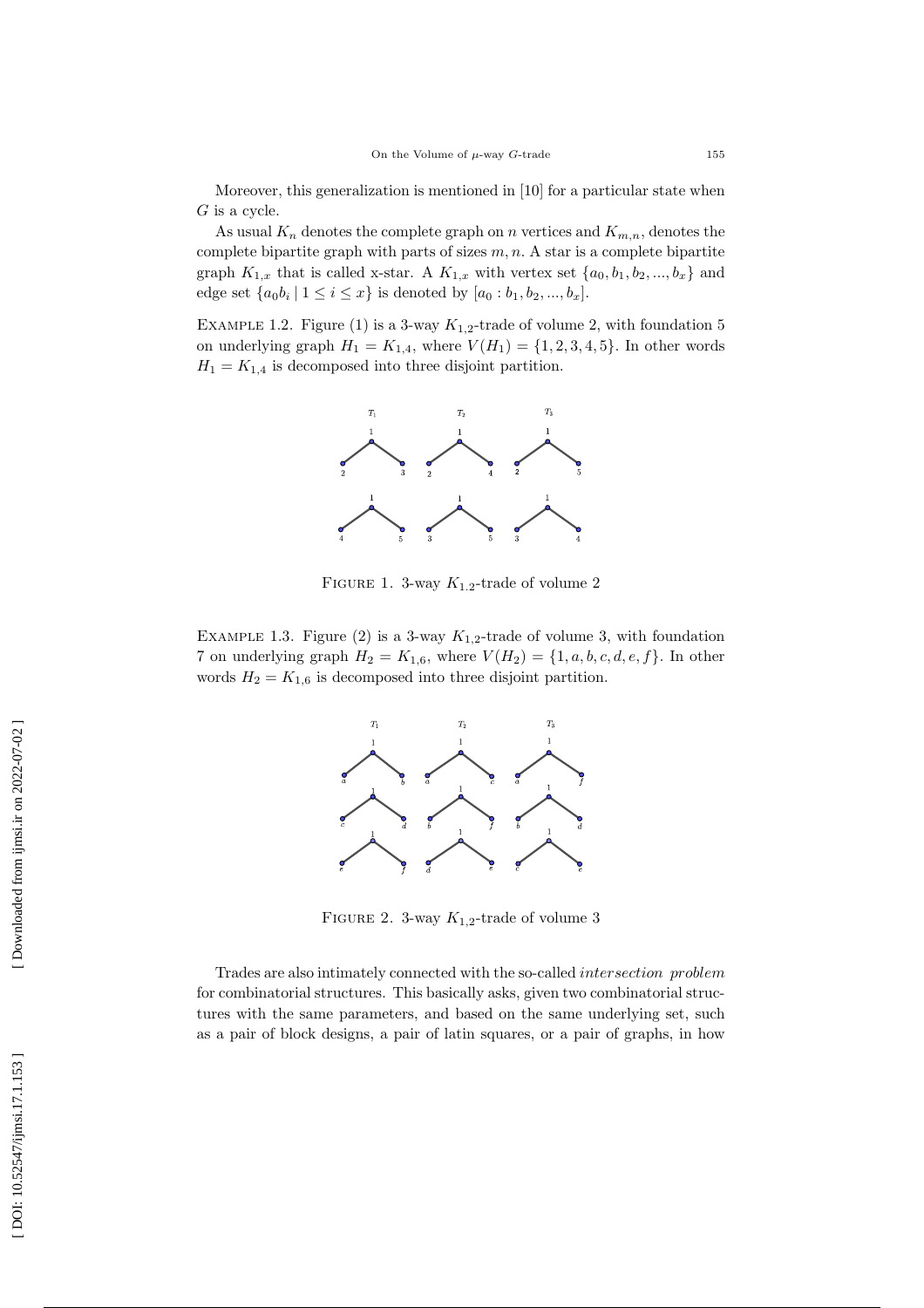Moreover, this generalization is mentioned in [10] for a particular state when $G$ is a cycle.

As usual $K_n$ denotes the complete graph on $n$ vertices and $K_{m,n}$, denotes the complete bipartite graph with parts of sizes $m, n$. A star is a complete bipartite graph $K_{1,x}$ that is called x-star. A $K_{1,x}$ with vertex set $\{a_0, b_1, b_2, ..., b_x\}$ and edge set $\{a_0 b_i \mid 1 \leq i \leq x\}$ is denoted by $[a_0 : b_1, b_2, ..., b_x]$.

Example 1.2. Figure (1) is a 3-way $K_{1,2}$-trade of volume 2, with foundation 5 on underlying graph $H_1 = K_{1,4}$, where $V(H_1) = \{1, 2, 3, 4, 5\}$. In other words $H_1 = K_{1,4}$ is decomposed into three disjoint partition.

Figure 1. 3-way $K_{1,2}$-trade of volume 2

Example 1.3. Figure (2) is a 3-way $K_{1,2}$-trade of volume 3, with foundation 7 on underlying graph $H_2 = K_{1,6}$, where $V(H_2) = \{1, a, b, c, d, e, f\}$. In other words $H_2 = K_{1,6}$ is decomposed into three disjoint partition.

Figure 2. 3-way $K_{1,2}$-trade of volume 3

Trades are also intimately connected with the so-called *intersection problem* for combinatorial structures. This basically asks, given two combinatorial structures with the same parameters, and based on the same underlying set, such as a pair of block designs, a pair of latin squares, or a pair of graphs, in how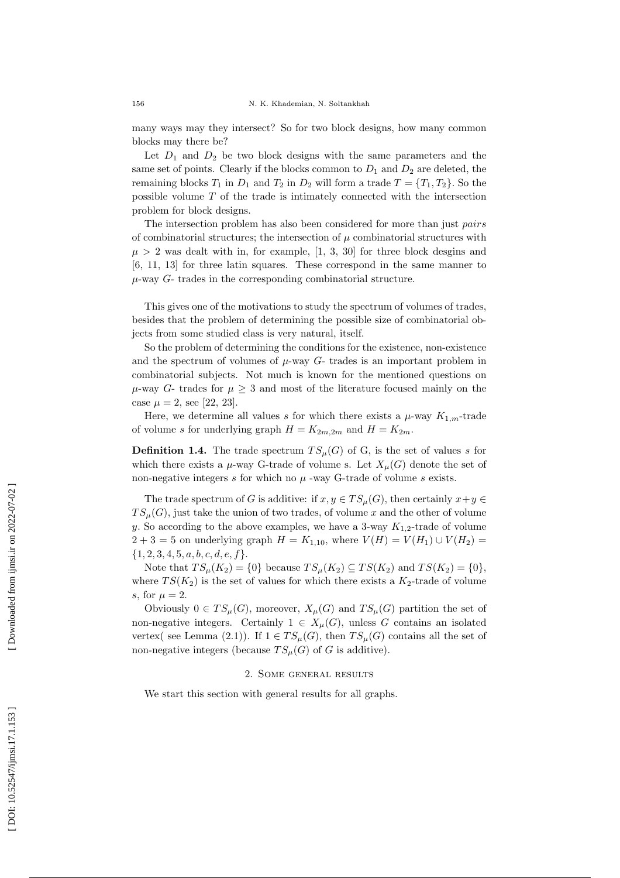many ways may they intersect? So for two block designs, how many common blocks may there be?

Let $D_1$ and $D_2$ be two block designs with the same parameters and the same set of points. Clearly if the blocks common to $D_1$ and $D_2$ are deleted, the remaining blocks $T_1$ in $D_1$ and $T_2$ in $D_2$ will form a trade $T = \{T_1, T_2\}$. So the possible volume $T$ of the trade is intimately connected with the intersection problem for block designs.

The intersection problem has also been considered for more than just *pairs* of combinatorial structures; the intersection of $\mu$ combinatorial structures with $\mu > 2$ was dealt with in, for example, [1, 3, 30] for three block desgins and [6, 11, 13] for three latin squares. These correspond in the same manner to $\mu$-way $G$- trades in the corresponding combinatorial structure.

This gives one of the motivations to study the spectrum of volumes of trades, besides that the problem of determining the possible size of combinatorial objects from some studied class is very natural, itself.

So the problem of determining the conditions for the existence, non-existence and the spectrum of volumes of $\mu$-way $G$- trades is an important problem in combinatorial subjects. Not much is known for the mentioned questions on $\mu$-way $G$- trades for $\mu \geq 3$ and most of the literature focused mainly on the case $\mu = 2$, see [22, 23].

Here, we determine all values $s$ for which there exists a $\mu$-way $K_{1,m}$-trade of volume $s$ for underlying graph $H = K_{2m,2m}$ and $H = K_{2m}$.

**Definition 1.4.** The trade spectrum $TS_\mu(G)$ of G, is the set of values $s$ for which there exists a $\mu$-way G-trade of volume s. Let $X_\mu(G)$ denote the set of non-negative integers $s$ for which no $\mu$ -way G-trade of volume $s$ exists.

The trade spectrum of $G$ is additive: if $x, y \in TS_\mu(G)$, then certainly $x+y \in TS_\mu(G)$, just take the union of two trades, of volume $x$ and the other of volume $y$. So according to the above examples, we have a 3-way $K_{1,2}$-trade of volume $2 + 3 = 5$ on underlying graph $H = K_{1,10}$, where $V(H) = V(H_1) \cup V(H_2) = \{1, 2, 3, 4, 5, a, b, c, d, e, f\}$.

Note that $TS_\mu(K_2) = \{0\}$ because $TS_\mu(K_2) \subseteq TS(K_2)$ and $TS(K_2) = \{0\}$, where $TS(K_2)$ is the set of values for which there exists a $K_2$-trade of volume $s$, for $\mu = 2$.

Obviously $0 \in TS_\mu(G)$, moreover, $X_\mu(G)$ and $TS_\mu(G)$ partition the set of non-negative integers. Certainly $1 \in X_\mu(G)$, unless $G$ contains an isolated vertex( see Lemma (2.1)). If $1 \in TS_\mu(G)$, then $TS_\mu(G)$ contains all the set of non-negative integers (because $TS_\mu(G)$ of $G$ is additive).

## 2. Some general results

We start this section with general results for all graphs.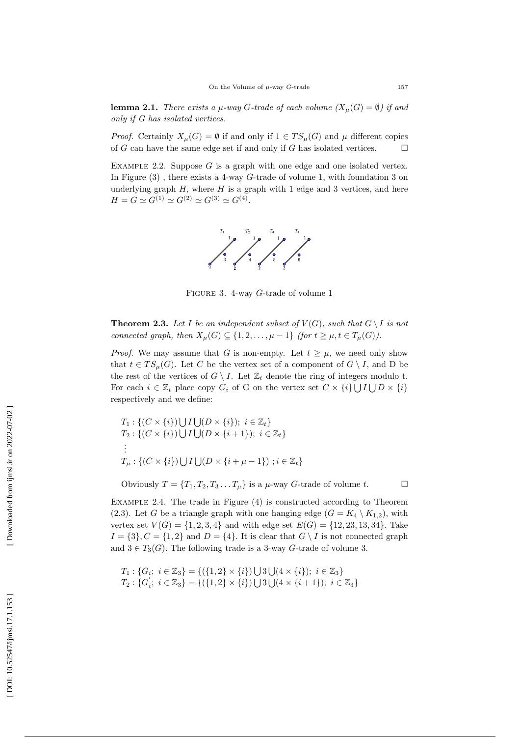**lemma 2.1.** *There exists a $\mu$-way $G$-trade of each volume ($X_\mu(G) = \emptyset$) if and only if $G$ has isolated vertices.*

*Proof.* Certainly $X_\mu(G) = \emptyset$ if and only if $1 \in TS_\mu(G)$ and $\mu$ different copies of $G$ can have the same edge set if and only if $G$ has isolated vertices. $\square$

Example 2.2. Suppose $G$ is a graph with one edge and one isolated vertex. In Figure (3) , there exists a 4-way $G$-trade of volume 1, with foundation 3 on underlying graph $H$, where $H$ is a graph with 1 edge and 3 vertices, and here $H = G \simeq G^{(1)} \simeq G^{(2)} \simeq G^{(3)} \simeq G^{(4)}$.

Figure 3. 4-way $G$-trade of volume 1

**Theorem 2.3.** *Let $I$ be an independent subset of $V(G)$, such that $G \setminus I$ is not connected graph, then $X_\mu(G) \subseteq \{1, 2, \ldots, \mu - 1\}$ (for $t \geq \mu, t \in T_\mu(G)$).*

*Proof.* We may assume that $G$ is non-empty. Let $t \geq \mu$, we need only show that $t \in TS_\mu(G)$. Let $C$ be the vertex set of a component of $G \setminus I$, and D be the rest of the vertices of $G \setminus I$. Let $\mathbb{Z}_t$ denote the ring of integers modulo t. For each $i \in \mathbb{Z}_t$ place copy $G_i$ of G on the vertex set $C \times \{i\} \bigcup I \bigcup D \times \{i\}$ respectively and we define:

$$T_1 : \{(C \times \{i\}) \bigcup I \bigcup (D \times \{i\});\ i \in \mathbb{Z}_t\}$$
$$T_2 : \{(C \times \{i\}) \bigcup I \bigcup (D \times \{i + 1\});\ i \in \mathbb{Z}_t\}$$
$$\vdots$$
$$T_\mu : \{(C \times \{i\}) \bigcup I \bigcup (D \times \{i + \mu - 1\})\ ; i \in \mathbb{Z}_t\}$$

Obviously $T = \{T_1, T_2, T_3 \ldots T_\mu\}$ is a $\mu$-way $G$-trade of volume $t$. $\square$

Example 2.4. The trade in Figure (4) is constructed according to Theorem (2.3). Let $G$ be a triangle graph with one hanging edge ($G = K_4 \setminus K_{1,2}$), with vertex set $V(G) = \{1, 2, 3, 4\}$ and with edge set $E(G) = \{12, 23, 13, 34\}$. Take $I = \{3\}, C = \{1, 2\}$ and $D = \{4\}$. It is clear that $G \setminus I$ is not connected graph and $3 \in T_3(G)$. The following trade is a 3-way $G$-trade of volume 3.

$$T_1 : \{G_i;\ i \in \mathbb{Z}_3\} = \{(\{1, 2\} \times \{i\}) \bigcup 3 \bigcup (4 \times \{i\});\ i \in \mathbb{Z}_3\}$$
$$T_2 : \{G_i^{'};\ i \in \mathbb{Z}_3\} = \{(\{1, 2\} \times \{i\}) \bigcup 3 \bigcup (4 \times \{i + 1\});\ i \in \mathbb{Z}_3\}$$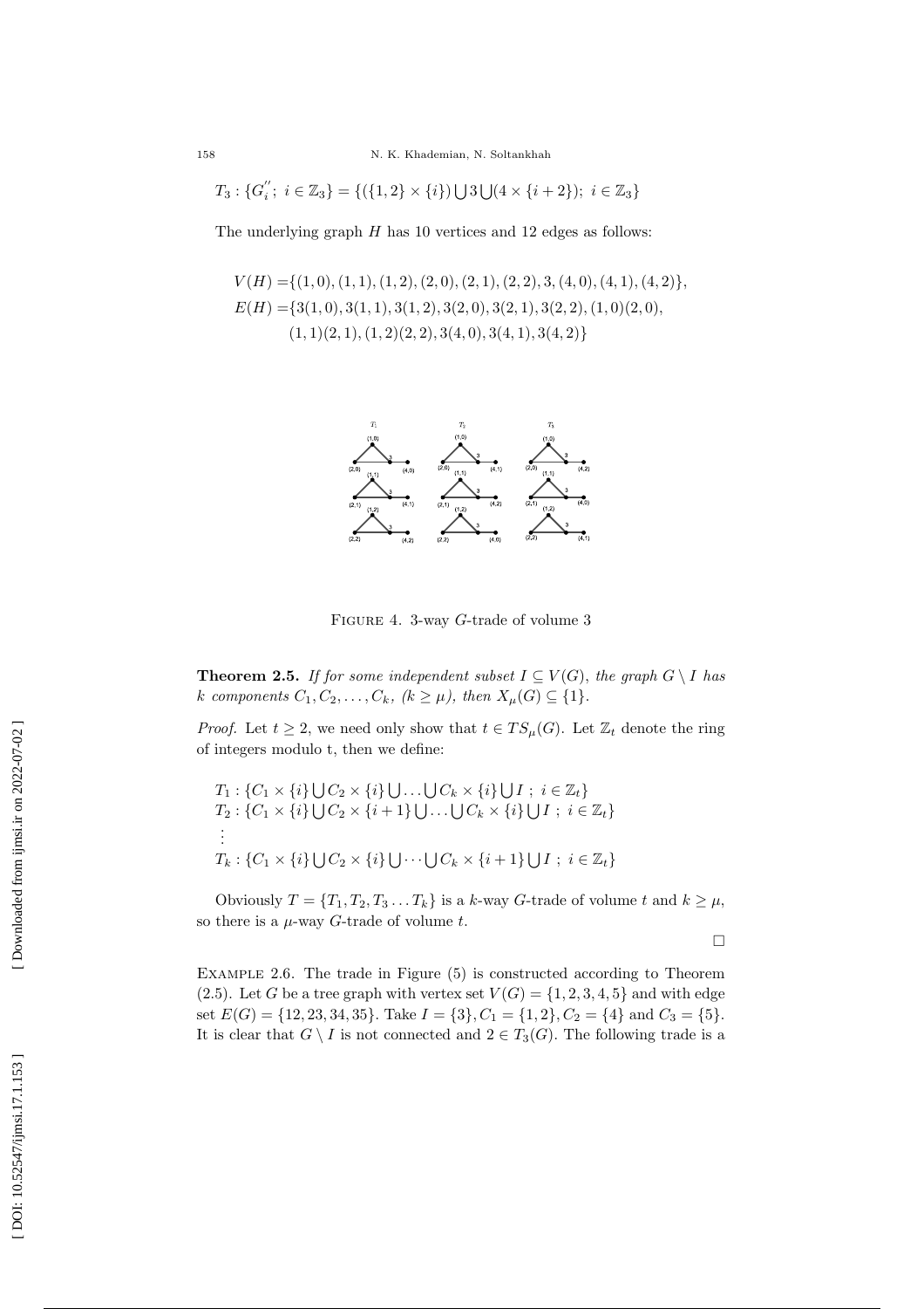$$T_3 : \{G_i^{''};\ i \in \mathbb{Z}_3\} = \{(\{1,2\} \times \{i\}) \bigcup 3 \bigcup (4 \times \{i+2\});\ i \in \mathbb{Z}_3\}$$

The underlying graph $H$ has 10 vertices and 12 edges as follows:

$$\begin{aligned} V(H) =& \{(1,0),(1,1),(1,2),(2,0),(2,1),(2,2),3,(4,0),(4,1),(4,2)\}, \\ E(H) =& \{3(1,0),3(1,1),3(1,2),3(2,0),3(2,1),3(2,2),(1,0)(2,0), \\ & (1,1)(2,1),(1,2)(2,2),3(4,0),3(4,1),3(4,2)\} \end{aligned}$$

FIGURE 4. 3-way $G$-trade of volume 3

**Theorem 2.5.** *If for some independent subset $I \subseteq V(G)$, the graph $G \setminus I$ has $k$ components $C_1, C_2, \ldots, C_k$, $(k \geq \mu)$, then $X_\mu(G) \subseteq \{1\}$.*

*Proof.* Let $t \geq 2$, we need only show that $t \in TS_\mu(G)$. Let $\mathbb{Z}_t$ denote the ring of integers modulo t, then we define:

$$\begin{aligned} & T_1 : \{C_1 \times \{i\} \bigcup C_2 \times \{i\} \bigcup \ldots \bigcup C_k \times \{i\} \bigcup I\ ;\ i \in \mathbb{Z}_t\} \\ & T_2 : \{C_1 \times \{i\} \bigcup C_2 \times \{i+1\} \bigcup \ldots \bigcup C_k \times \{i\} \bigcup I\ ;\ i \in \mathbb{Z}_t\} \\ & \vdots \\ & T_k : \{C_1 \times \{i\} \bigcup C_2 \times \{i\} \bigcup \cdots \bigcup C_k \times \{i+1\} \bigcup I\ ;\ i \in \mathbb{Z}_t\} \end{aligned}$$

Obviously $T = \{T_1, T_2, T_3 \ldots T_k\}$ is a $k$-way $G$-trade of volume $t$ and $k \geq \mu$, so there is a $\mu$-way $G$-trade of volume $t$.

$\square$

EXAMPLE 2.6. The trade in Figure (5) is constructed according to Theorem (2.5). Let $G$ be a tree graph with vertex set $V(G) = \{1,2,3,4,5\}$ and with edge set $E(G) = \{12, 23, 34, 35\}$. Take $I = \{3\}, C_1 = \{1,2\}, C_2 = \{4\}$ and $C_3 = \{5\}$. It is clear that $G \setminus I$ is not connected and $2 \in T_3(G)$. The following trade is a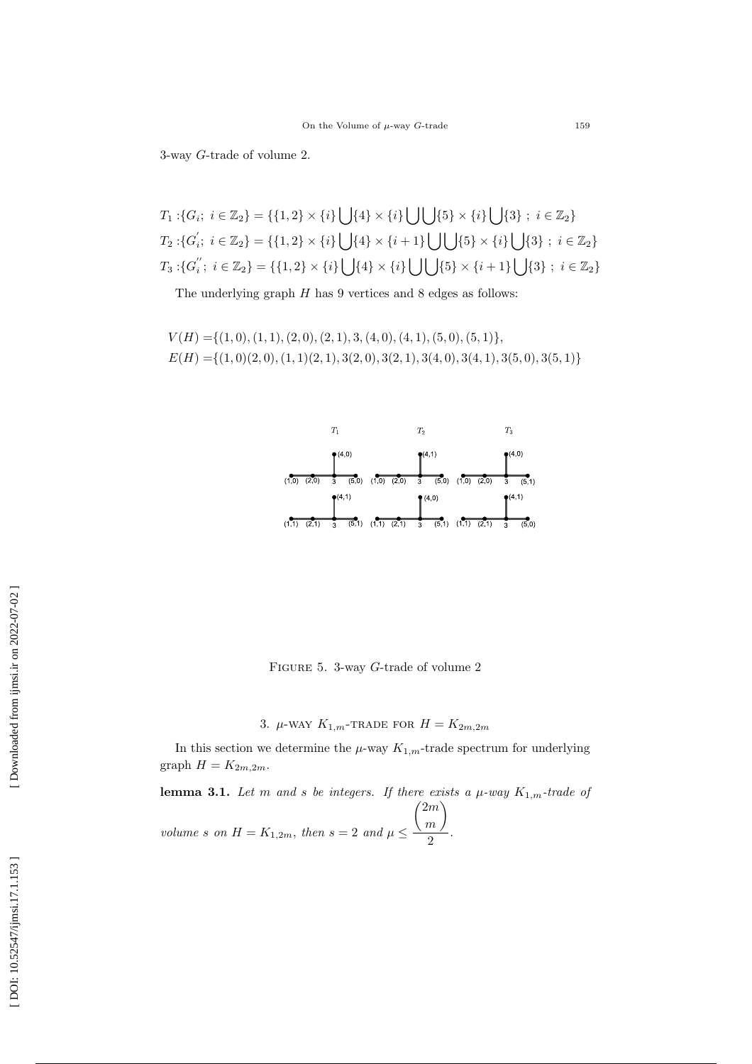3-way $G$-trade of volume 2.

$$T_1 :\{G_i;\ i \in \mathbb{Z}_2\} = \{\{1,2\} \times \{i\} \bigcup \{4\} \times \{i\} \bigcup \bigcup \{5\} \times \{i\} \bigcup \{3\}\ ;\ i \in \mathbb{Z}_2\}$$
$$T_2 :\{G_i^{'};\ i \in \mathbb{Z}_2\} = \{\{1,2\} \times \{i\} \bigcup \{4\} \times \{i+1\} \bigcup \bigcup \{5\} \times \{i\} \bigcup \{3\}\ ;\ i \in \mathbb{Z}_2\}$$
$$T_3 :\{G_i^{''};\ i \in \mathbb{Z}_2\} = \{\{1,2\} \times \{i\} \bigcup \{4\} \times \{i\} \bigcup \bigcup \{5\} \times \{i+1\} \bigcup \{3\}\ ;\ i \in \mathbb{Z}_2\}$$

The underlying graph $H$ has 9 vertices and 8 edges as follows:

$$V(H) =\{(1,0),(1,1),(2,0),(2,1),3,(4,0),(4,1),(5,0),(5,1)\},$$
$$E(H) =\{(1,0)(2,0),(1,1)(2,1),3(2,0),3(2,1),3(4,0),3(4,1),3(5,0),3(5,1)\}$$

Figure 5. 3-way $G$-trade of volume 2

## 3. $\mu$-way $K_{1,m}$-trade for $H = K_{2m,2m}$

In this section we determine the $\mu$-way $K_{1,m}$-trade spectrum for underlying graph $H = K_{2m,2m}$.

**lemma 3.1.** *Let $m$ and $s$ be integers. If there exists a $\mu$-way $K_{1,m}$-trade of volume $s$ on $H = K_{1,2m}$, then $s = 2$ and $\mu \leq \dfrac{\binom{2m}{m}}{2}$.*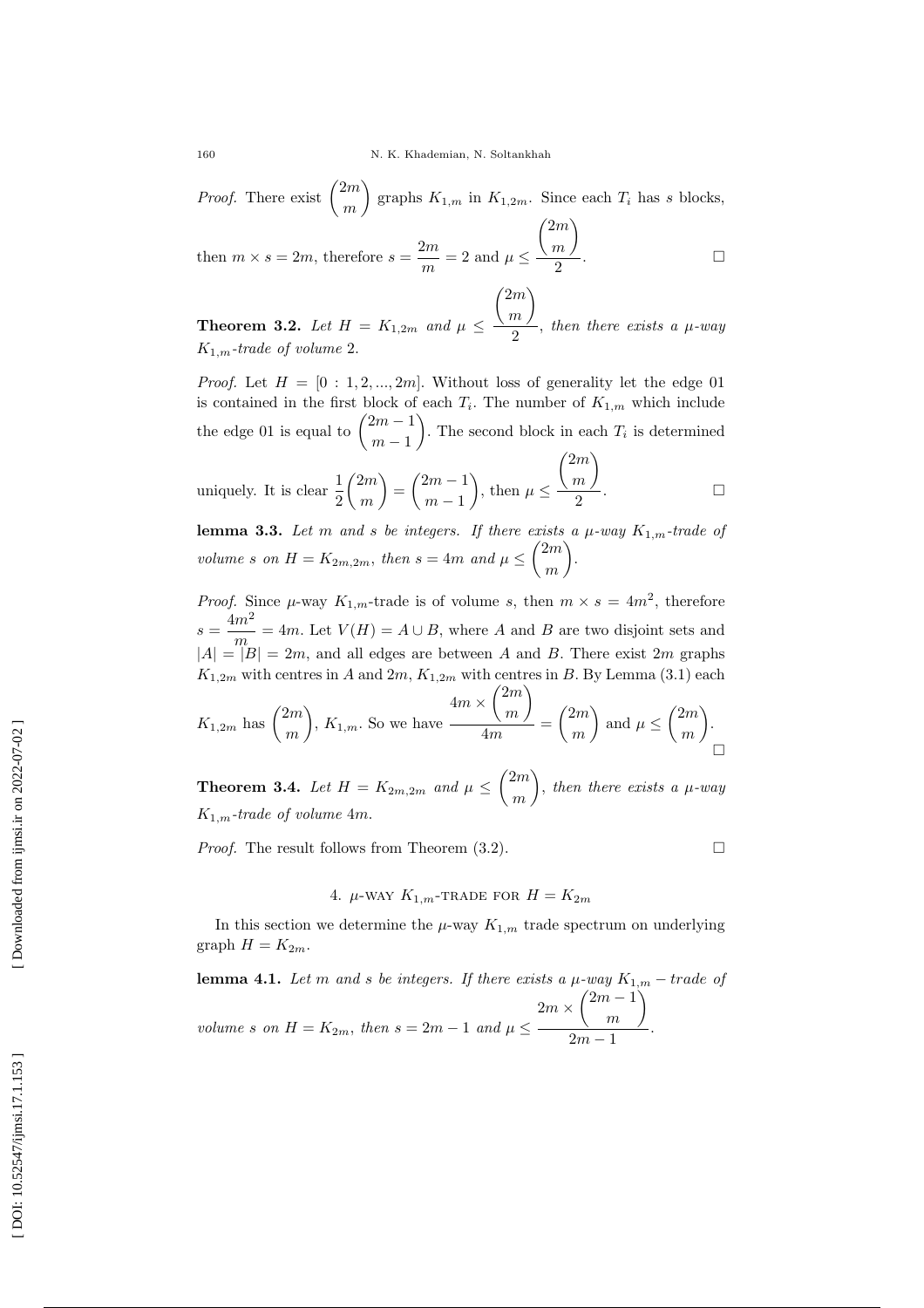*Proof.* There exist $\binom{2m}{m}$ graphs $K_{1,m}$ in $K_{1,2m}$. Since each $T_i$ has $s$ blocks, then $m \times s = 2m$, therefore $s = \frac{2m}{m} = 2$ and $\mu \leq \frac{\binom{2m}{m}}{2}$. □

**Theorem 3.2.** *Let $H = K_{1,2m}$ and $\mu \leq \frac{\binom{2m}{m}}{2}$, then there exists a $\mu$-way $K_{1,m}$-trade of volume 2.*

*Proof.* Let $H = [0 : 1, 2, ..., 2m]$. Without loss of generality let the edge 01 is contained in the first block of each $T_i$. The number of $K_{1,m}$ which include the edge 01 is equal to $\binom{2m-1}{m-1}$. The second block in each $T_i$ is determined uniquely. It is clear $\frac{1}{2}\binom{2m}{m} = \binom{2m-1}{m-1}$, then $\mu \leq \frac{\binom{2m}{m}}{2}$. □

**lemma 3.3.** *Let $m$ and $s$ be integers. If there exists a $\mu$-way $K_{1,m}$-trade of volume $s$ on $H = K_{2m,2m}$, then $s = 4m$ and $\mu \leq \binom{2m}{m}$.*

*Proof.* Since $\mu$-way $K_{1,m}$-trade is of volume $s$, then $m \times s = 4m^2$, therefore $s = \frac{4m^2}{m} = 4m$. Let $V(H) = A \cup B$, where $A$ and $B$ are two disjoint sets and $|A| = |B| = 2m$, and all edges are between $A$ and $B$. There exist $2m$ graphs $K_{1,2m}$ with centres in $A$ and $2m$, $K_{1,2m}$ with centres in $B$. By Lemma (3.1) each $K_{1,2m}$ has $\binom{2m}{m}$, $K_{1,m}$. So we have $\frac{4m \times \binom{2m}{m}}{4m} = \binom{2m}{m}$ and $\mu \leq \binom{2m}{m}$. □

**Theorem 3.4.** *Let $H = K_{2m,2m}$ and $\mu \leq \binom{2m}{m}$, then there exists a $\mu$-way $K_{1,m}$-trade of volume $4m$.*

*Proof.* The result follows from Theorem (3.2). □

## 4. $\mu$-way $K_{1,m}$-trade for $H = K_{2m}$

In this section we determine the $\mu$-way $K_{1,m}$ trade spectrum on underlying graph $H = K_{2m}$.

**lemma 4.1.** *Let $m$ and $s$ be integers. If there exists a $\mu$-way $K_{1,m}$ − trade of volume $s$ on $H = K_{2m}$, then $s = 2m - 1$ and $\mu \leq \frac{2m \times \binom{2m-1}{m}}{2m-1}$.*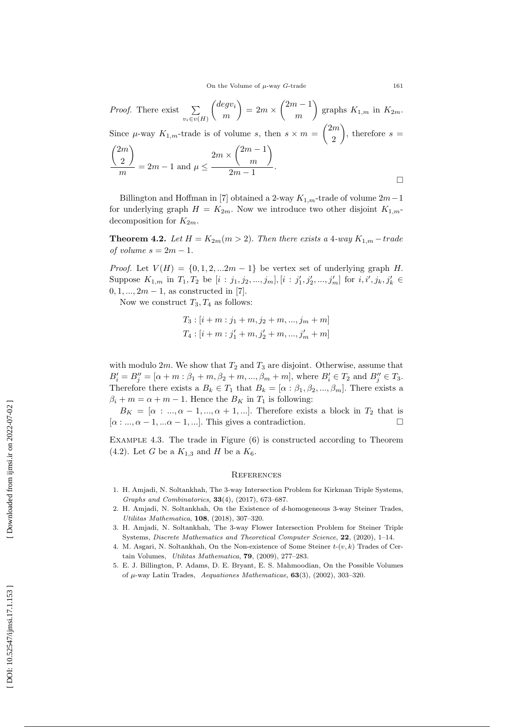*Proof.* There exist $\sum_{v_i \in v(H)} \binom{degv_i}{m} = 2m \times \binom{2m-1}{m}$ graphs $K_{1,m}$ in $K_{2m}$. Since $\mu$-way $K_{1,m}$-trade is of volume $s$, then $s \times m = \binom{2m}{2}$, therefore $s = \frac{\binom{2m}{2}}{m} = 2m - 1$ and $\mu \leq \frac{2m \times \binom{2m-1}{m}}{2m-1}$. □

Billington and Hoffman in [7] obtained a 2-way $K_{1,m}$-trade of volume $2m-1$ for underlying graph $H = K_{2m}$. Now we introduce two other disjoint $K_{1,m}$-decomposition for $K_{2m}$.

**Theorem 4.2.** *Let $H = K_{2m}(m > 2)$. Then there exists a 4-way $K_{1,m} - trade$ of volume $s = 2m - 1$.*

*Proof.* Let $V(H) = \{0, 1, 2, ...2m - 1\}$ be vertex set of underlying graph $H$. Suppose $K_{1,m}$ in $T_1, T_2$ be $[i : j_1, j_2, ..., j_m], [i : j'_1, j'_2, ..., j'_m]$ for $i, i', j_k, j'_k \in 0, 1, ..., 2m - 1$, as constructed in [7].

Now we construct $T_3, T_4$ as follows:

$$T_3 : [i + m : j_1 + m, j_2 + m, ..., j_m + m]$$
$$T_4 : [i + m : j'_1 + m, j'_2 + m, ..., j'_m + m]$$

with modulo $2m$. We show that $T_2$ and $T_3$ are disjoint. Otherwise, assume that $B'_i = B''_j = [\alpha + m : \beta_1 + m, \beta_2 + m, ..., \beta_m + m]$, where $B'_i \in T_2$ and $B''_j \in T_3$. Therefore there exists a $B_k \in T_1$ that $B_k = [\alpha : \beta_1, \beta_2, ..., \beta_m]$. There exists a $\beta_i + m = \alpha + m - 1$. Hence the $B_K$ in $T_1$ is following:

$B_K = [\alpha : ..., \alpha - 1, ..., \alpha + 1, ...]$. Therefore exists a block in $T_2$ that is $[\alpha : ..., \alpha - 1, ...\alpha - 1, ...]$. This gives a contradiction. □

Example 4.3. The trade in Figure (6) is constructed according to Theorem (4.2). Let $G$ be a $K_{1,3}$ and $H$ be a $K_6$.

## References

1. H. Amjadi, N. Soltankhah, The 3-way Intersection Problem for Kirkman Triple Systems, *Graphs and Combinatorics*, **33**(4), (2017), 673–687.
2. H. Amjadi, N. Soltankhah, On the Existence of $d$-homogeneous 3-way Steiner Trades, *Utilitas Mathematica*, **108**, (2018), 307–320.
3. H. Amjadi, N. Soltankhah, The 3-way Flower Intersection Problem for Steiner Triple Systems, *Discrete Mathematics and Theoretical Computer Science*, **22**, (2020), 1–14.
4. M. Asgari, N. Soltankhah, On the Non-existence of Some Steiner $t$-$(v, k)$ Trades of Certain Volumes, *Utilitas Mathematica*, **79**, (2009), 277–283.
5. E. J. Billington, P. Adams, D. E. Bryant, E. S. Mahmoodian, On the Possible Volumes of $\mu$-way Latin Trades, *Aequationes Mathematicae*, **63**(3), (2002), 303–320.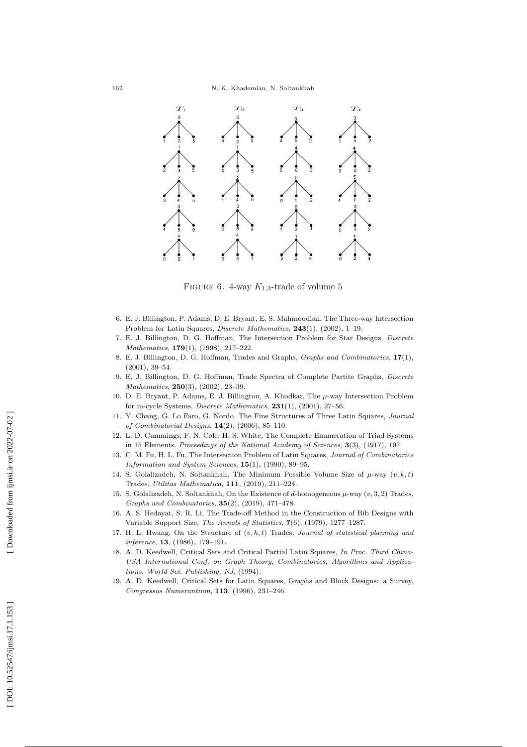FIGURE 6. 4-way $K_{1,3}$-trade of volume 5

6. E. J. Billington, P. Adams, D. E. Bryant, E. S. Mahmoodian, The Three-way Intersection Problem for Latin Squares, *Discrete Mathematics*, **243**(1), (2002), 1–19.
7. E. J. Billington, D. G. Hoffman, The Intersection Problem for Star Designs, *Discrete Mathematics*, **179**(1), (1998), 217–222.
8. E. J. Billington, D. G. Hoffman, Trades and Graphs, *Graphs and Combinatorics*, **17**(1), (2001), 39–54.
9. E. J. Billington, D. G. Hoffman, Trade Spectra of Complete Partite Graphs, *Discrete Mathematics*, **250**(3), (2002), 23–39.
10. D. E. Bryant, P. Adams, E. J. Billington, A. Khodkar, The $\mu$-way Intersection Problem for m-cycle Systems, *Discrete Mathematics*, **231**(1), (2001), 27–56.
11. Y. Chang, G. Lo Faro, G. Nordo, The Fine Structures of Three Latin Squares, *Journal of Combinatorial Designs*, **14**(2), (2006), 85–110.
12. L. D. Cummings, F. N. Cole, H. S. White, The Complete Enumeration of Triad Systems in 15 Elements, *Proceedings of the National Academy of Sciences*, **3**(3), (1917), 197.
13. C. M. Fu, H. L. Fu, The Intersection Problem of Latin Squares, *Journal of Combinatorics Information and System Sciences*, **15**(1), (1990), 89–95.
14. S. Golalizadeh, N. Soltankhah, The Minimum Possible Volume Size of $\mu$-way $(v, k, t)$ Trades, *Utilitas Mathematica*, **111**, (2019), 211–224.
15. S. Golalizadeh, N. Soltankhah, On the Existence of $d$-homogeneous $\mu$-way $(v, 3, 2)$ Trades, *Graphs and Combinatorics*, **35**(2), (2019), 471–478.
16. A. S. Hedayat, S. R. Li, The Trade-off Method in the Construction of Bib Designs with Variable Support Size, *The Annals of Statistics*, **7**(6), (1979), 1277–1287.
17. H. L. Hwang, On the Structure of $(v, k, t)$ Trades, *Journal of statistical planning and inference*, **13**, (1986), 179–191.
18. A. D. Keedwell, Critical Sets and Critical Partial Latin Squares, *In Proc. Third China-USA International Conf. on Graph Theory, Combinatorics, Algorithms and Applications, World Sci. Publishing, NJ*, (1994).
19. A. D. Keedwell, Critical Sets for Latin Squares, Graphs and Block Designs: a Survey, *Congressus Numerantium*, **113**, (1996), 231–246.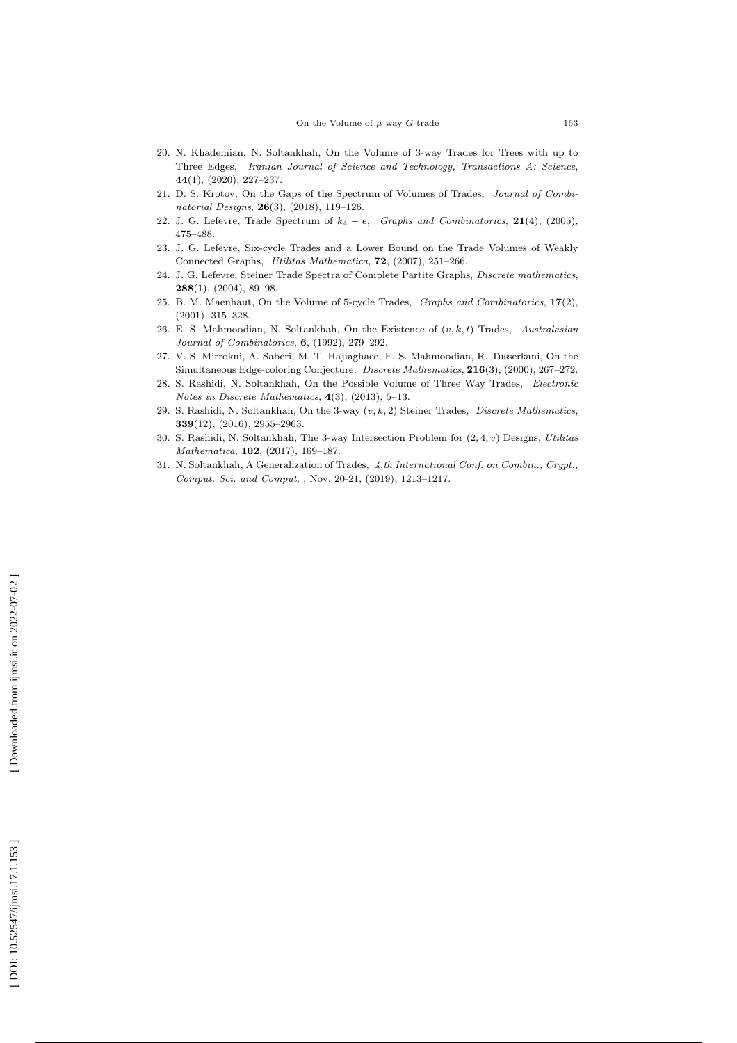20. N. Khademian, N. Soltankhah, On the Volume of 3-way Trades for Trees with up to Three Edges, *Iranian Journal of Science and Technology, Transactions A: Science*, **44**(1), (2020), 227–237.
21. D. S. Krotov, On the Gaps of the Spectrum of Volumes of Trades, *Journal of Combinatorial Designs*, **26**(3), (2018), 119–126.
22. J. G. Lefevre, Trade Spectrum of $k_4 - e$, *Graphs and Combinatorics*, **21**(4), (2005), 475–488.
23. J. G. Lefevre, Six-cycle Trades and a Lower Bound on the Trade Volumes of Weakly Connected Graphs, *Utilitas Mathematica*, **72**, (2007), 251–266.
24. J. G. Lefevre, Steiner Trade Spectra of Complete Partite Graphs, *Discrete mathematics*, **288**(1), (2004), 89–98.
25. B. M. Maenhaut, On the Volume of 5-cycle Trades, *Graphs and Combinatorics*, **17**(2), (2001), 315–328.
26. E. S. Mahmoodian, N. Soltankhah, On the Existence of $(v, k, t)$ Trades, *Australasian Journal of Combinatorics*, **6**, (1992), 279–292.
27. V. S. Mirrokni, A. Saberi, M. T. Hajiaghaee, E. S. Mahmoodian, R. Tusserkani, On the Simultaneous Edge-coloring Conjecture, *Discrete Mathematics*, **216**(3), (2000), 267–272.
28. S. Rashidi, N. Soltankhah, On the Possible Volume of Three Way Trades, *Electronic Notes in Discrete Mathematics*, **4**(3), (2013), 5–13.
29. S. Rashidi, N. Soltankhah, On the 3-way $(v, k, 2)$ Steiner Trades, *Discrete Mathematics*, **339**(12), (2016), 2955–2963.
30. S. Rashidi, N. Soltankhah, The 3-way Intersection Problem for $(2, 4, v)$ Designs, *Utilitas Mathematica*, **102**, (2017), 169–187.
31. N. Soltankhah, A Generalization of Trades, *4,th International Conf. on Combin., Crypt., Comput. Sci. and Comput*, , Nov. 20-21, (2019), 1213–1217.